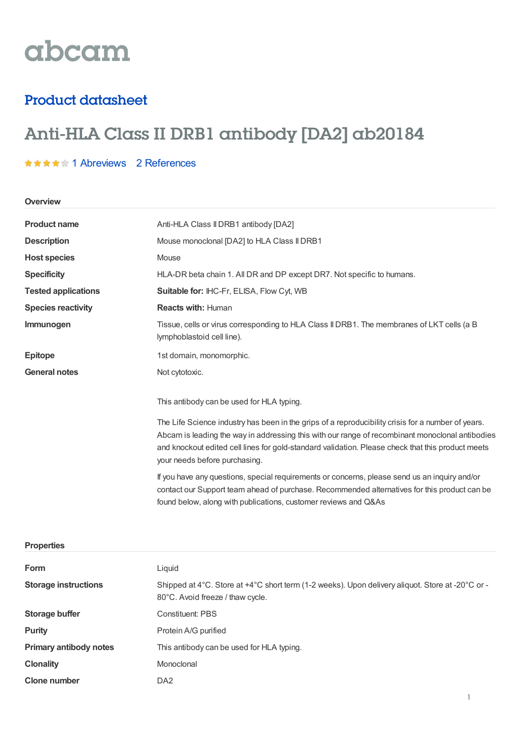abcam

## Product datasheet

# Anti-HLA Class II DRB1 antibody [DA2] ab20184

1 Abreviews 2 References

### Overview

| | |
|---|---|
| **Product name** | Anti-HLA Class II DRB1 antibody [DA2] |
| **Description** | Mouse monoclonal [DA2] to HLA Class II DRB1 |
| **Host species** | Mouse |
| **Specificity** | HLA-DR beta chain 1. All DR and DP except DR7. Not specific to humans. |
| **Tested applications** | **Suitable for:** IHC-Fr, ELISA, Flow Cyt, WB |
| **Species reactivity** | **Reacts with:** Human |
| **Immunogen** | Tissue, cells or virus corresponding to HLA Class II DRB1. The membranes of LKT cells (a B lymphoblastoid cell line). |
| **Epitope** | 1st domain, monomorphic. |
| **General notes** | Not cytotoxic. |

This antibody can be used for HLA typing.

The Life Science industry has been in the grips of a reproducibility crisis for a number of years. Abcam is leading the way in addressing this with our range of recombinant monoclonal antibodies and knockout edited cell lines for gold-standard validation. Please check that this product meets your needs before purchasing.

If you have any questions, special requirements or concerns, please send us an inquiry and/or contact our Support team ahead of purchase. Recommended alternatives for this product can be found below, along with publications, customer reviews and Q&As

### Properties

| | |
|---|---|
| **Form** | Liquid |
| **Storage instructions** | Shipped at 4°C. Store at +4°C short term (1-2 weeks). Upon delivery aliquot. Store at -20°C or -80°C. Avoid freeze / thaw cycle. |
| **Storage buffer** | Constituent: PBS |
| **Purity** | Protein A/G purified |
| **Primary antibody notes** | This antibody can be used for HLA typing. |
| **Clonality** | Monoclonal |
| **Clone number** | DA2 |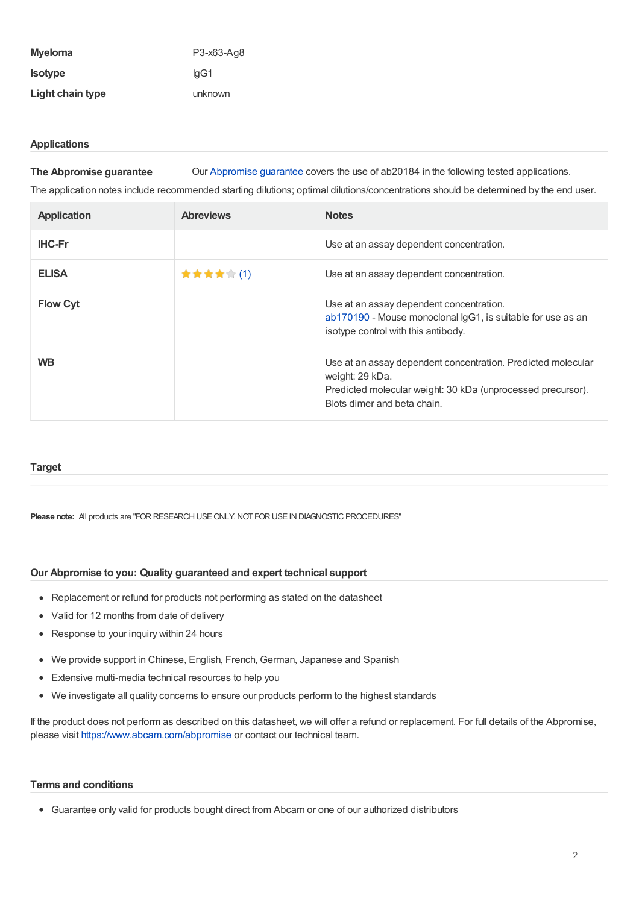| | |
|---|---|
| **Myeloma** | P3-x63-Ag8 |
| **Isotype** | IgG1 |
| **Light chain type** | unknown |

## Applications

**The Abpromise guarantee** Our Abpromise guarantee covers the use of ab20184 in the following tested applications.

The application notes include recommended starting dilutions; optimal dilutions/concentrations should be determined by the end user.

| Application | Abreviews | Notes |
|---|---|---|
| IHC-Fr | | Use at an assay dependent concentration. |
| ELISA | ★★★★☆ (1) | Use at an assay dependent concentration. |
| Flow Cyt | | Use at an assay dependent concentration. ab170190 - Mouse monoclonal IgG1, is suitable for use as an isotype control with this antibody. |
| WB | | Use at an assay dependent concentration. Predicted molecular weight: 29 kDa. Predicted molecular weight: 30 kDa (unprocessed precursor). Blots dimer and beta chain. |

## Target

**Please note:** All products are "FOR RESEARCH USE ONLY. NOT FOR USE IN DIAGNOSTIC PROCEDURES"

## Our Abpromise to you: Quality guaranteed and expert technical support

- Replacement or refund for products not performing as stated on the datasheet
- Valid for 12 months from date of delivery
- Response to your inquiry within 24 hours

- We provide support in Chinese, English, French, German, Japanese and Spanish
- Extensive multi-media technical resources to help you
- We investigate all quality concerns to ensure our products perform to the highest standards

If the product does not perform as described on this datasheet, we will offer a refund or replacement. For full details of the Abpromise, please visit https://www.abcam.com/abpromise or contact our technical team.

## Terms and conditions

- Guarantee only valid for products bought direct from Abcam or one of our authorized distributors